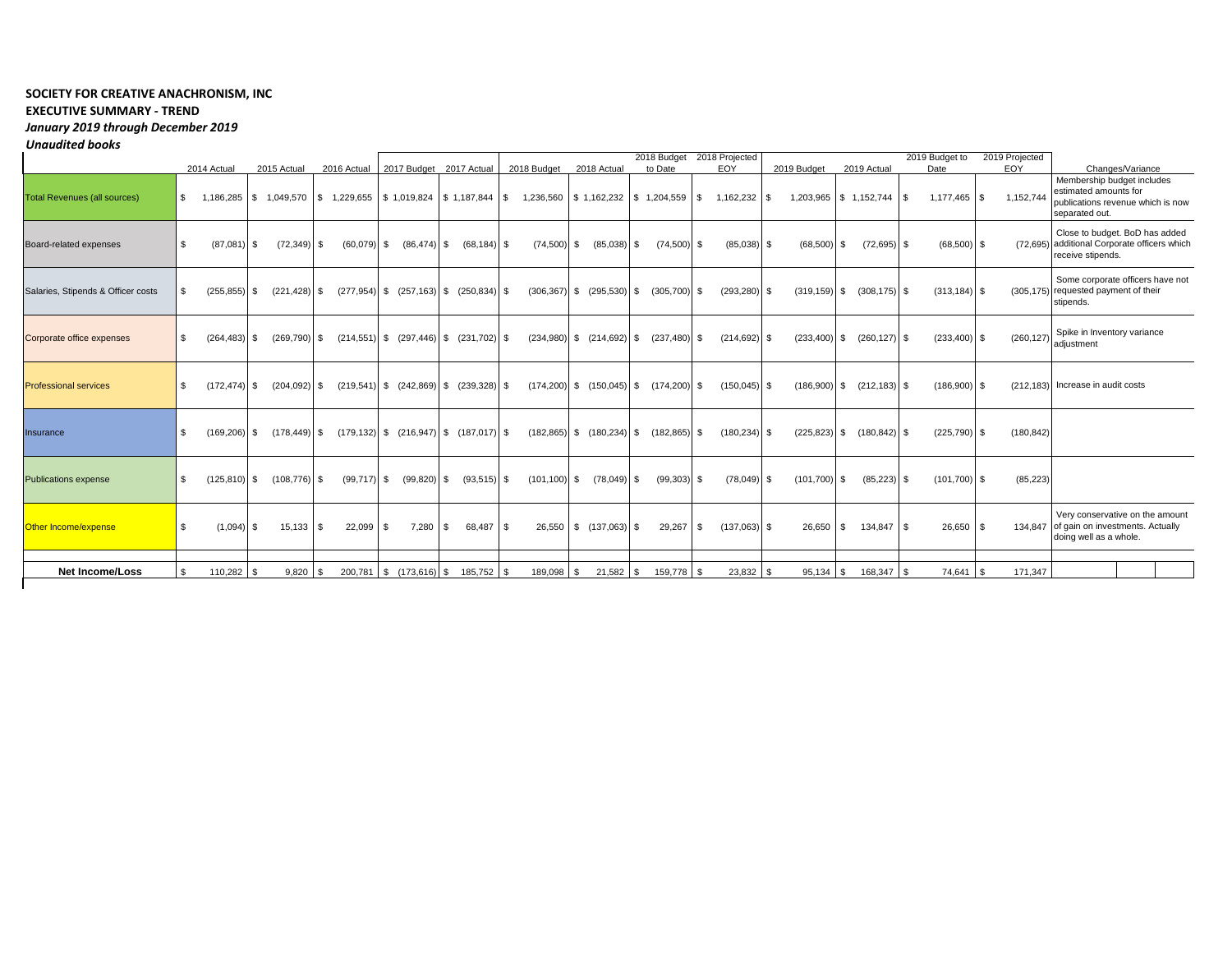**SOCIETY FOR CREATIVE ANACHRONISM, INC**

**EXECUTIVE SUMMARY - TREND**

***January 2019 through December 2019***

***Unaudited books***

| | 2014 Actual | 2015 Actual | 2016 Actual | 2017 Budget | 2017 Actual | 2018 Budget | 2018 Actual | 2018 Budget to Date | 2018 Projected EOY | 2019 Budget | 2019 Actual | 2019 Budget to Date | 2019 Projected EOY | Changes/Variance |
|---|---|---|---|---|---|---|---|---|---|---|---|---|---|---|
| Total Revenues (all sources) | $ 1,186,285 | $ 1,049,570 | $ 1,229,655 | $ 1,019,824 | $ 1,187,844 | $ 1,236,560 | $ 1,162,232 | $ 1,204,559 | $ 1,162,232 | $ 1,203,965 | $ 1,152,744 | $ 1,177,465 | $ 1,152,744 | Membership budget includes estimated amounts for publications revenue which is now separated out. |
| Board-related expenses | $ (87,081) | $ (72,349) | $ (60,079) | $ (86,474) | $ (68,184) | $ (74,500) | $ (85,038) | $ (74,500) | $ (85,038) | $ (68,500) | $ (72,695) | $ (68,500) | $ (72,695) | Close to budget. BoD has added additional Corporate officers which receive stipends. |
| Salaries, Stipends & Officer costs | $ (255,855) | $ (221,428) | $ (277,954) | $ (257,163) | $ (250,834) | $ (306,367) | $ (295,530) | $ (305,700) | $ (293,280) | $ (319,159) | $ (308,175) | $ (313,184) | $ (305,175) | Some corporate officers have not requested payment of their stipends. |
| Corporate office expenses | $ (264,483) | $ (269,790) | $ (214,551) | $ (297,446) | $ (231,702) | $ (234,980) | $ (214,692) | $ (237,480) | $ (214,692) | $ (233,400) | $ (260,127) | $ (233,400) | $ (260,127) | Spike in Inventory variance adjustment |
| Professional services | $ (172,474) | $ (204,092) | $ (219,541) | $ (242,869) | $ (239,328) | $ (174,200) | $ (150,045) | $ (174,200) | $ (150,045) | $ (186,900) | $ (212,183) | $ (186,900) | $ (212,183) | Increase in audit costs |
| Insurance | $ (169,206) | $ (178,449) | $ (179,132) | $ (216,947) | $ (187,017) | $ (182,865) | $ (180,234) | $ (182,865) | $ (180,234) | $ (225,823) | $ (180,842) | $ (225,790) | $ (180,842) | |
| Publications expense | $ (125,810) | $ (108,776) | $ (99,717) | $ (99,820) | $ (93,515) | $ (101,100) | $ (78,049) | $ (99,303) | $ (78,049) | $ (101,700) | $ (85,223) | $ (101,700) | $ (85,223) | |
| Other Income/expense | $ (1,094) | $ 15,133 | $ 22,099 | $ 7,280 | $ 68,487 | $ 26,550 | $ (137,063) | $ 29,267 | $ (137,063) | $ 26,650 | $ 134,847 | $ 26,650 | $ 134,847 | Very conservative on the amount of gain on investments. Actually doing well as a whole. |
| **Net Income/Loss** | $ 110,282 | $ 9,820 | $ 200,781 | $ (173,616) | $ 185,752 | $ 189,098 | $ 21,582 | $ 159,778 | $ 23,832 | $ 95,134 | $ 168,347 | $ 74,641 | $ 171,347 | |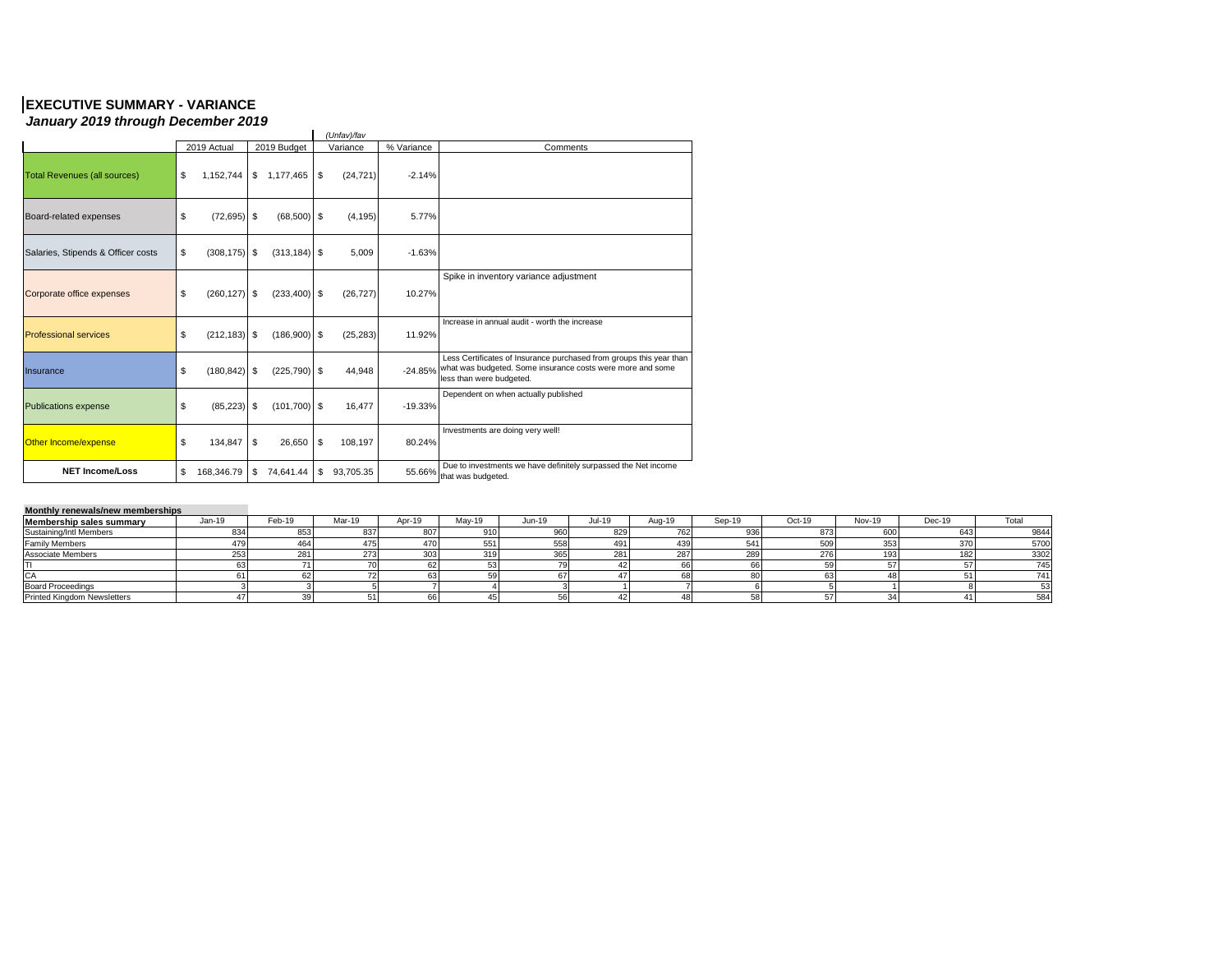## EXECUTIVE SUMMARY - VARIANCE

***January 2019 through December 2019***

| | 2019 Actual | 2019 Budget | *(Unfav)/fav* Variance | % Variance | Comments |
|---|---|---|---|---|---|
| Total Revenues (all sources) | $ 1,152,744 | $ 1,177,465 | $ (24,721) | -2.14% | |
| Board-related expenses | $ (72,695) | $ (68,500) | $ (4,195) | 5.77% | |
| Salaries, Stipends & Officer costs | $ (308,175) | $ (313,184) | $ 5,009 | -1.63% | |
| Corporate office expenses | $ (260,127) | $ (233,400) | $ (26,727) | 10.27% | Spike in inventory variance adjustment |
| Professional services | $ (212,183) | $ (186,900) | $ (25,283) | 11.92% | Increase in annual audit - worth the increase |
| Insurance | $ (180,842) | $ (225,790) | $ 44,948 | -24.85% | Less Certificates of Insurance purchased from groups this year than what was budgeted. Some insurance costs were more and some less than were budgeted. |
| Publications expense | $ (85,223) | $ (101,700) | $ 16,477 | -19.33% | Dependent on when actually published |
| Other Income/expense | $ 134,847 | $ 26,650 | $ 108,197 | 80.24% | Investments are doing very well! |
| **NET Income/Loss** | $ 168,346.79 | $ 74,641.44 | $ 93,705.35 | 55.66% | Due to investments we have definitely surpassed the Net income that was budgeted. |

**Monthly renewals/new memberships**

| Membership sales summary | Jan-19 | Feb-19 | Mar-19 | Apr-19 | May-19 | Jun-19 | Jul-19 | Aug-19 | Sep-19 | Oct-19 | Nov-19 | Dec-19 | Total |
|---|---|---|---|---|---|---|---|---|---|---|---|---|---|
| Sustaining/Intl Members | 834 | 853 | 837 | 807 | 910 | 960 | 829 | 762 | 936 | 873 | 600 | 643 | 9844 |
| Family Members | 479 | 464 | 475 | 470 | 551 | 558 | 491 | 439 | 541 | 509 | 353 | 370 | 5700 |
| Associate Members | 253 | 281 | 273 | 303 | 319 | 365 | 281 | 287 | 289 | 276 | 193 | 182 | 3302 |
| TI | 63 | 71 | 70 | 62 | 53 | 79 | 42 | 66 | 66 | 59 | 57 | 57 | 745 |
| CA | 61 | 62 | 72 | 63 | 59 | 67 | 47 | 68 | 80 | 63 | 48 | 51 | 741 |
| Board Proceedings | 3 | 3 | 5 | 7 | 4 | 3 | 1 | 7 | 6 | 5 | 1 | 8 | 53 |
| Printed Kingdom Newsletters | 47 | 39 | 51 | 66 | 45 | 56 | 42 | 48 | 58 | 57 | 34 | 41 | 584 |